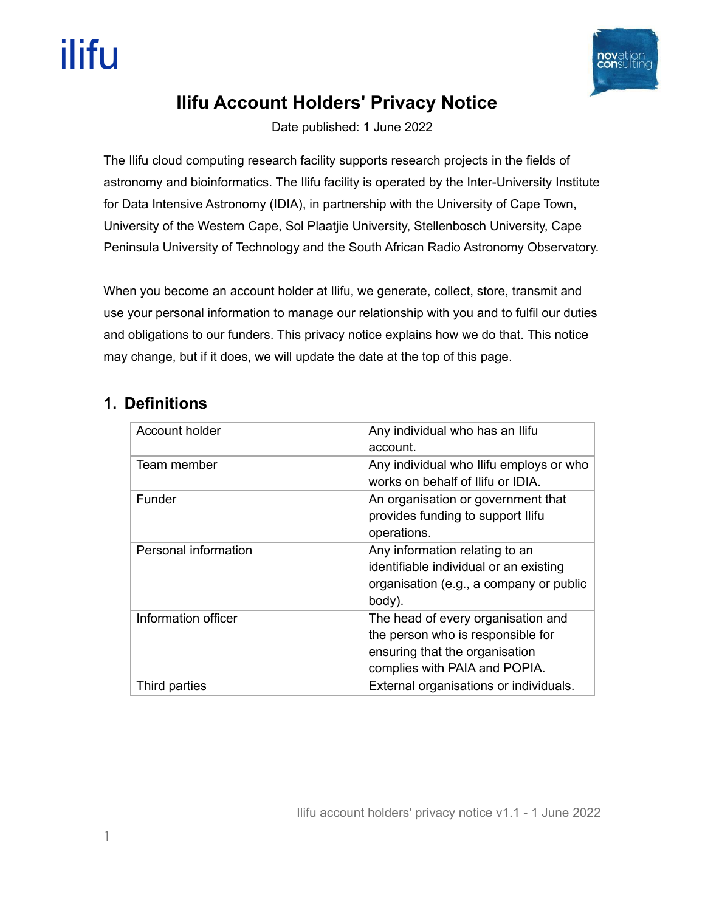# Ilifu Account Holders' Privacy Notice

Date published: 1 June 2022

The Ilifu cloud computing research facility supports research projects in the fields of astronomy and bioinformatics. The Ilifu facility is operated by the Inter-University Institute for Data Intensive Astronomy (IDIA), in partnership with the University of Cape Town, University of the Western Cape, Sol Plaatjie University, Stellenbosch University, Cape Peninsula University of Technology and the South African Radio Astronomy Observatory.

When you become an account holder at Ilifu, we generate, collect, store, transmit and use your personal information to manage our relationship with you and to fulfil our duties and obligations to our funders. This privacy notice explains how we do that. This notice may change, but if it does, we will update the date at the top of this page.

## 1. Definitions

| | |
|---|---|
| Account holder | Any individual who has an Ilifu account. |
| Team member | Any individual who Ilifu employs or who works on behalf of Ilifu or IDIA. |
| Funder | An organisation or government that provides funding to support Ilifu operations. |
| Personal information | Any information relating to an identifiable individual or an existing organisation (e.g., a company or public body). |
| Information officer | The head of every organisation and the person who is responsible for ensuring that the organisation complies with PAIA and POPIA. |
| Third parties | External organisations or individuals. |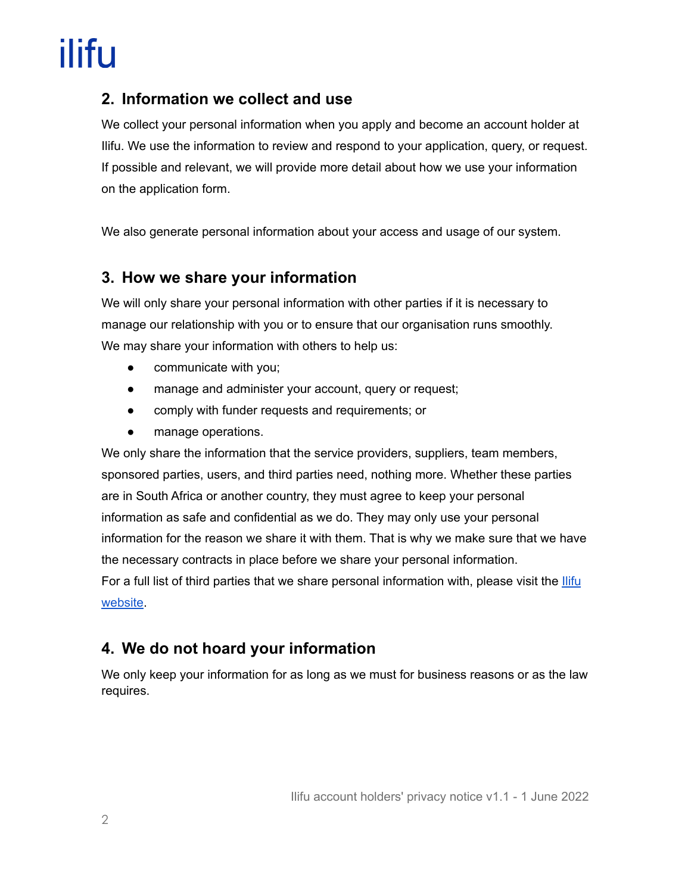## 2. Information we collect and use

We collect your personal information when you apply and become an account holder at Ilifu. We use the information to review and respond to your application, query, or request. If possible and relevant, we will provide more detail about how we use your information on the application form.

We also generate personal information about your access and usage of our system.

## 3. How we share your information

We will only share your personal information with other parties if it is necessary to manage our relationship with you or to ensure that our organisation runs smoothly. We may share your information with others to help us:

- communicate with you;
- manage and administer your account, query or request;
- comply with funder requests and requirements; or
- manage operations.

We only share the information that the service providers, suppliers, team members, sponsored parties, users, and third parties need, nothing more. Whether these parties are in South Africa or another country, they must agree to keep your personal information as safe and confidential as we do. They may only use your personal information for the reason we share it with them. That is why we make sure that we have the necessary contracts in place before we share your personal information.

For a full list of third parties that we share personal information with, please visit the Ilifu website.

## 4. We do not hoard your information

We only keep your information for as long as we must for business reasons or as the law requires.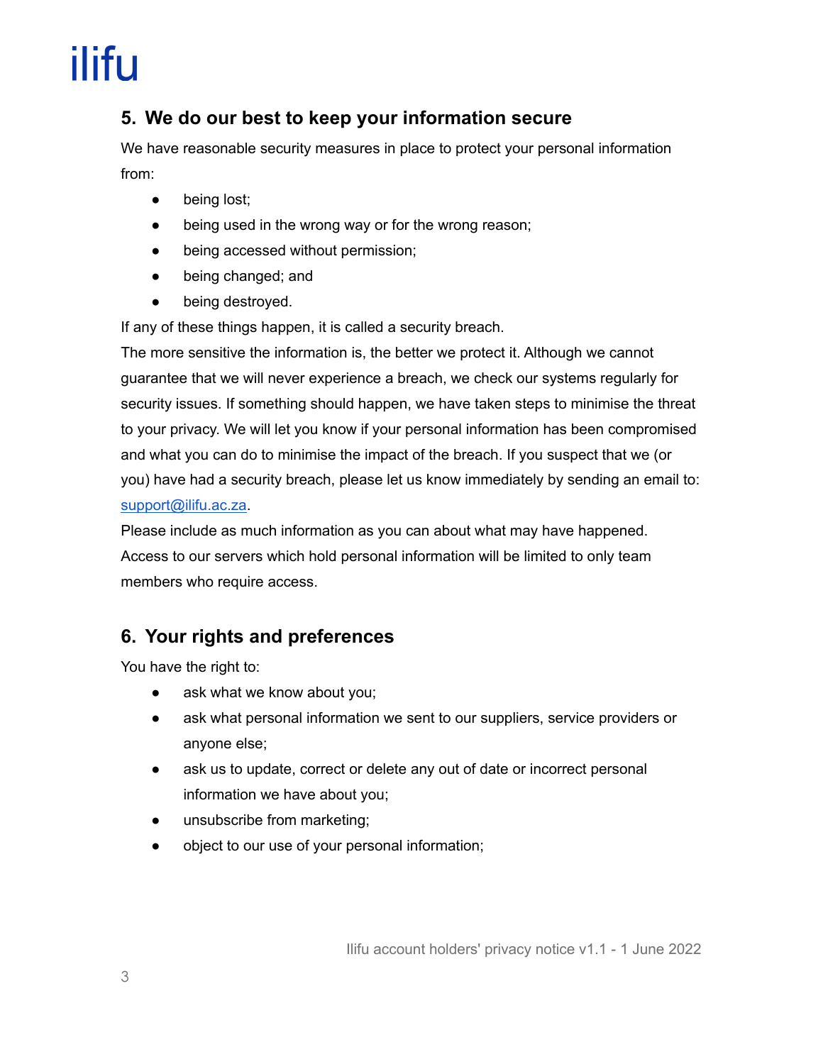## 5. We do our best to keep your information secure

We have reasonable security measures in place to protect your personal information from:

- being lost;
- being used in the wrong way or for the wrong reason;
- being accessed without permission;
- being changed; and
- being destroyed.

If any of these things happen, it is called a security breach.

The more sensitive the information is, the better we protect it. Although we cannot guarantee that we will never experience a breach, we check our systems regularly for security issues. If something should happen, we have taken steps to minimise the threat to your privacy. We will let you know if your personal information has been compromised and what you can do to minimise the impact of the breach. If you suspect that we (or you) have had a security breach, please let us know immediately by sending an email to: support@ilifu.ac.za.

Please include as much information as you can about what may have happened.

Access to our servers which hold personal information will be limited to only team members who require access.

## 6. Your rights and preferences

You have the right to:

- ask what we know about you;
- ask what personal information we sent to our suppliers, service providers or anyone else;
- ask us to update, correct or delete any out of date or incorrect personal information we have about you;
- unsubscribe from marketing;
- object to our use of your personal information;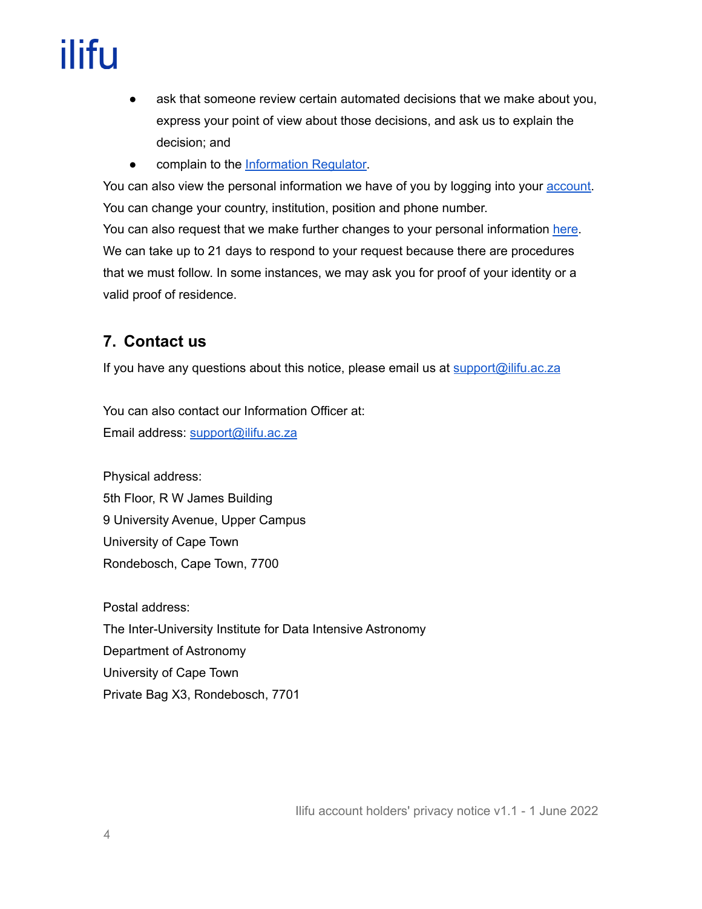- ask that someone review certain automated decisions that we make about you, express your point of view about those decisions, and ask us to explain the decision; and
- complain to the Information Regulator.

You can also view the personal information we have of you by logging into your account. You can change your country, institution, position and phone number.

You can also request that we make further changes to your personal information here. We can take up to 21 days to respond to your request because there are procedures that we must follow. In some instances, we may ask you for proof of your identity or a valid proof of residence.

## 7. Contact us

If you have any questions about this notice, please email us at support@ilifu.ac.za

You can also contact our Information Officer at:
Email address: support@ilifu.ac.za

Physical address:
5th Floor, R W James Building
9 University Avenue, Upper Campus
University of Cape Town
Rondebosch, Cape Town, 7700

Postal address:
The Inter-University Institute for Data Intensive Astronomy
Department of Astronomy
University of Cape Town
Private Bag X3, Rondebosch, 7701